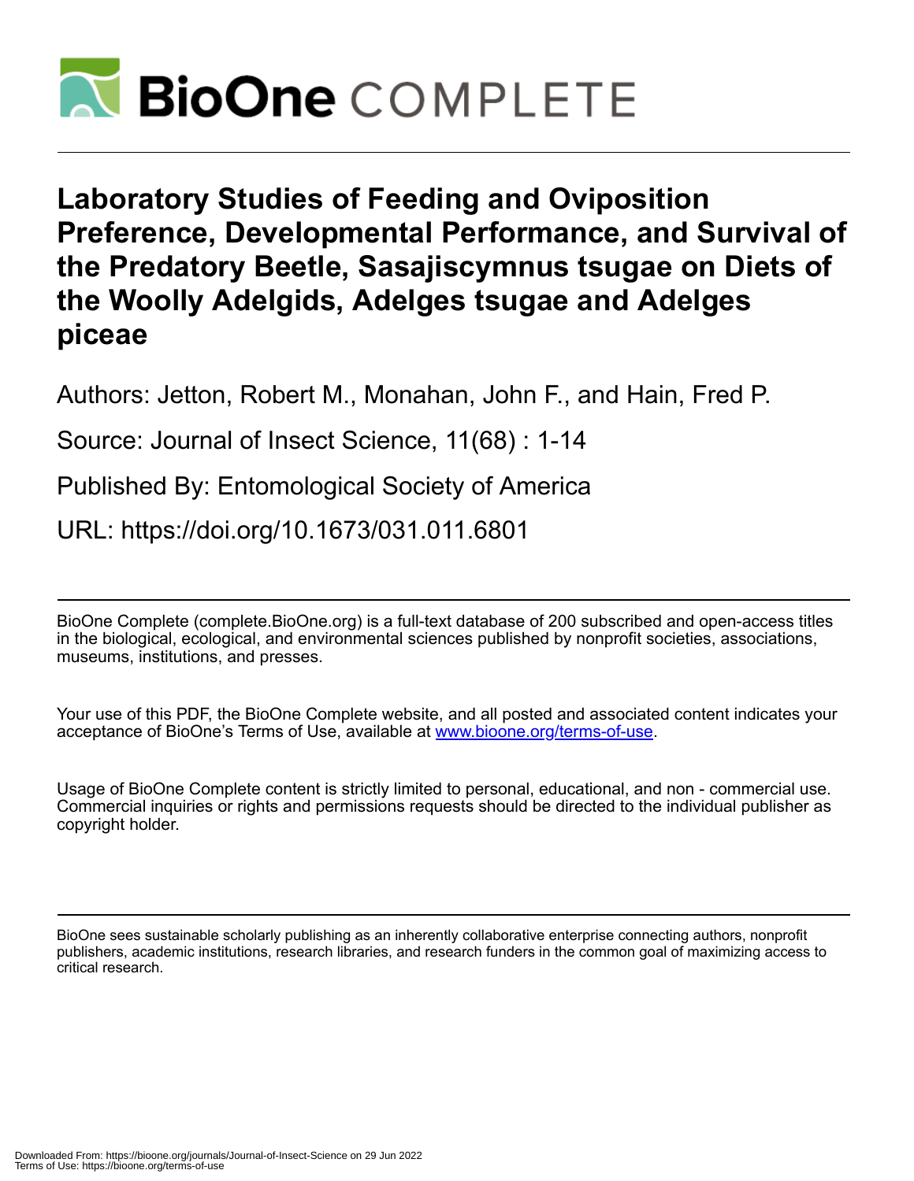# Laboratory Studies of Feeding and Oviposition Preference, Developmental Performance, and Survival of the Predatory Beetle, Sasajiscymnus tsugae on Diets of the Woolly Adelgids, Adelges tsugae and Adelges piceae

Authors: Jetton, Robert M., Monahan, John F., and Hain, Fred P.

Source: Journal of Insect Science, 11(68) : 1-14

Published By: Entomological Society of America

URL: https://doi.org/10.1673/031.011.6801

---

BioOne Complete (complete.BioOne.org) is a full-text database of 200 subscribed and open-access titles in the biological, ecological, and environmental sciences published by nonprofit societies, associations, museums, institutions, and presses.

Your use of this PDF, the BioOne Complete website, and all posted and associated content indicates your acceptance of BioOne's Terms of Use, available at www.bioone.org/terms-of-use.

Usage of BioOne Complete content is strictly limited to personal, educational, and non - commercial use. Commercial inquiries or rights and permissions requests should be directed to the individual publisher as copyright holder.

---

BioOne sees sustainable scholarly publishing as an inherently collaborative enterprise connecting authors, nonprofit publishers, academic institutions, research libraries, and research funders in the common goal of maximizing access to critical research.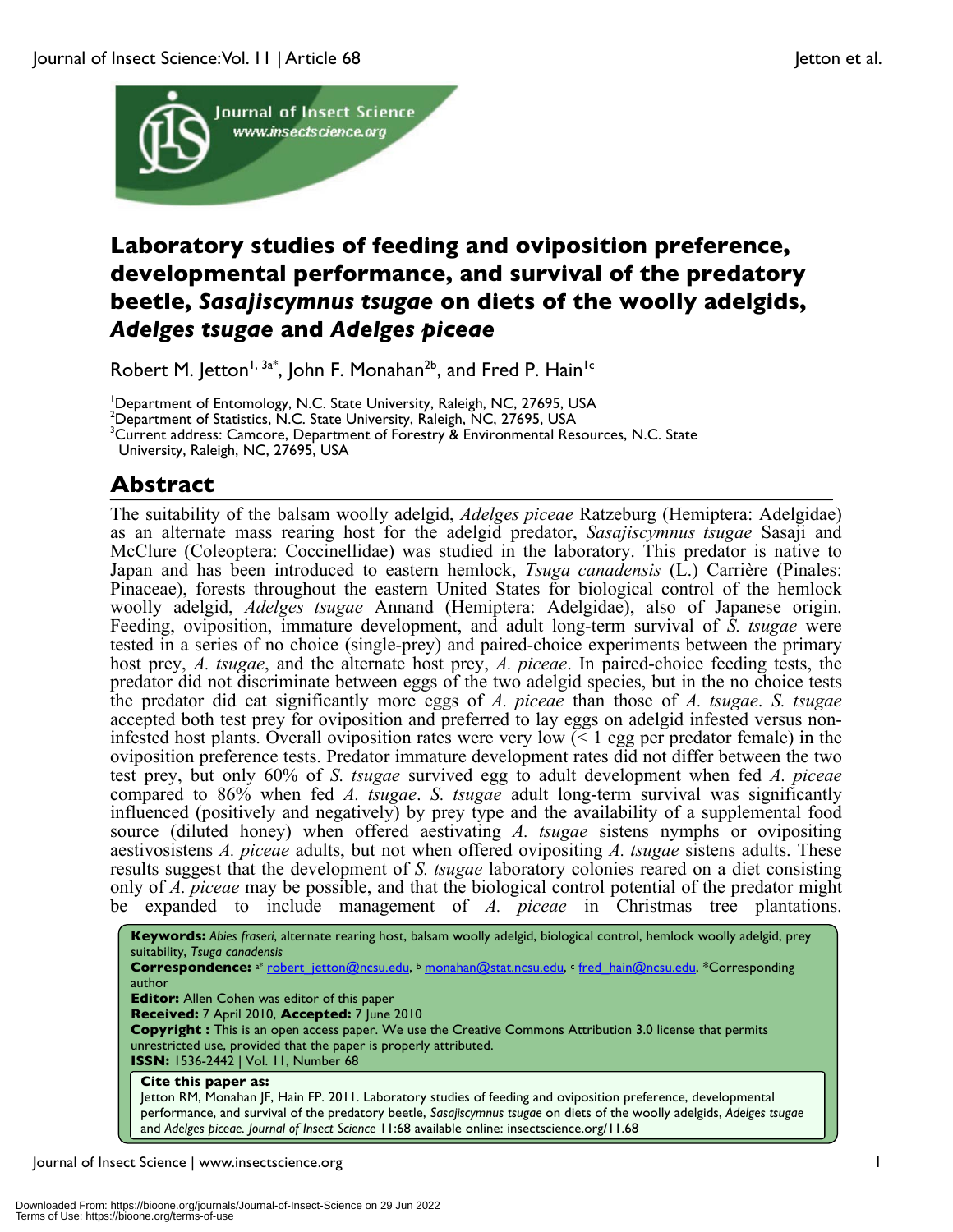# Laboratory studies of feeding and oviposition preference, developmental performance, and survival of the predatory beetle, *Sasajiscymnus tsugae* on diets of the woolly adelgids, *Adelges tsugae* and *Adelges piceae*

Robert M. Jetton[1, 3a*], John F. Monahan[2b], and Fred P. Hain[1c]

[1]Department of Entomology, N.C. State University, Raleigh, NC, 27695, USA
[2]Department of Statistics, N.C. State University, Raleigh, NC, 27695, USA
[3]Current address: Camcore, Department of Forestry & Environmental Resources, N.C. State University, Raleigh, NC, 27695, USA

## Abstract

The suitability of the balsam woolly adelgid, *Adelges piceae* Ratzeburg (Hemiptera: Adelgidae) as an alternate mass rearing host for the adelgid predator, *Sasajiscymnus tsugae* Sasaji and McClure (Coleoptera: Coccinellidae) was studied in the laboratory. This predator is native to Japan and has been introduced to eastern hemlock, *Tsuga canadensis* (L.) Carrière (Pinales: Pinaceae), forests throughout the eastern United States for biological control of the hemlock woolly adelgid, *Adelges tsugae* Annand (Hemiptera: Adelgidae), also of Japanese origin. Feeding, oviposition, immature development, and adult long-term survival of *S. tsugae* were tested in a series of no choice (single-prey) and paired-choice experiments between the primary host prey, *A. tsugae*, and the alternate host prey, *A. piceae*. In paired-choice feeding tests, the predator did not discriminate between eggs of the two adelgid species, but in the no choice tests the predator did eat significantly more eggs of *A. piceae* than those of *A. tsugae*. *S. tsugae* accepted both test prey for oviposition and preferred to lay eggs on adelgid infested versus non-infested host plants. Overall oviposition rates were very low (< 1 egg per predator female) in the oviposition preference tests. Predator immature development rates did not differ between the two test prey, but only 60% of *S. tsugae* survived egg to adult development when fed *A. piceae* compared to 86% when fed *A. tsugae*. *S. tsugae* adult long-term survival was significantly influenced (positively and negatively) by prey type and the availability of a supplemental food source (diluted honey) when offered aestivating *A. tsugae* sistens nymphs or ovipositing aestivosistens *A. piceae* adults, but not when offered ovipositing *A. tsugae* sistens adults. These results suggest that the development of *S. tsugae* laboratory colonies reared on a diet consisting only of *A. piceae* may be possible, and that the biological control potential of the predator might be expanded to include management of *A. piceae* in Christmas tree plantations.

**Keywords:** *Abies fraseri*, alternate rearing host, balsam woolly adelgid, biological control, hemlock woolly adelgid, prey suitability, *Tsuga canadensis*

**Correspondence:** [a*] robert_jetton@ncsu.edu, [b] monahan@stat.ncsu.edu, [c] fred_hain@ncsu.edu, *Corresponding author

**Editor:** Allen Cohen was editor of this paper

**Received:** 7 April 2010, **Accepted:** 7 June 2010

**Copyright :** This is an open access paper. We use the Creative Commons Attribution 3.0 license that permits unrestricted use, provided that the paper is properly attributed.

**ISSN:** 1536-2442 | Vol. 11, Number 68

**Cite this paper as:**
Jetton RM, Monahan JF, Hain FP. 2011. Laboratory studies of feeding and oviposition preference, developmental performance, and survival of the predatory beetle, *Sasajiscymnus tsugae* on diets of the woolly adelgids, *Adelges tsugae* and *Adelges piceae*. *Journal of Insect Science* 11:68 available online: insectscience.org/11.68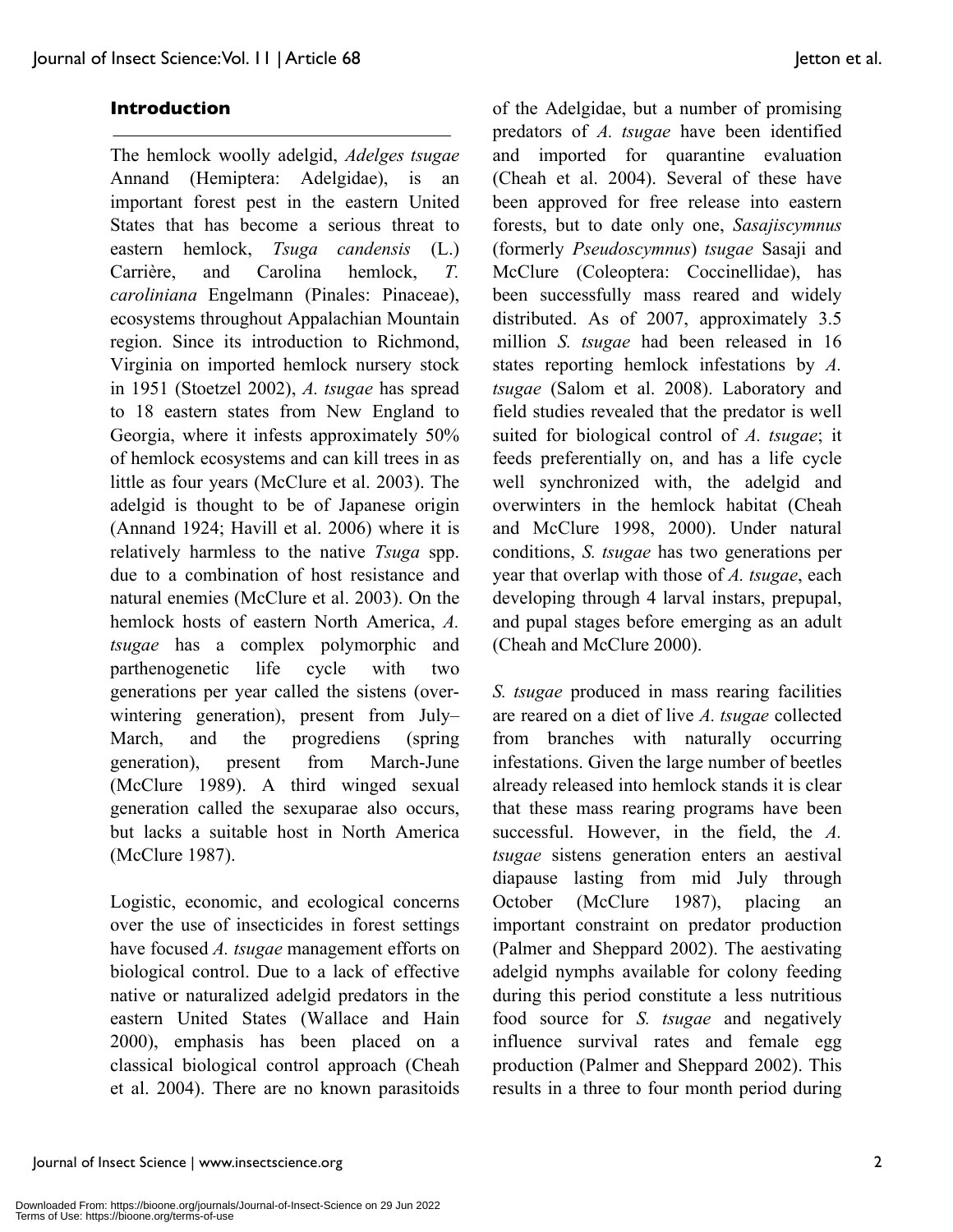## Introduction

The hemlock woolly adelgid, *Adelges tsugae* Annand (Hemiptera: Adelgidae), is an important forest pest in the eastern United States that has become a serious threat to eastern hemlock, *Tsuga candensis* (L.) Carrière, and Carolina hemlock, *T. caroliniana* Engelmann (Pinales: Pinaceae), ecosystems throughout Appalachian Mountain region. Since its introduction to Richmond, Virginia on imported hemlock nursery stock in 1951 (Stoetzel 2002), *A. tsugae* has spread to 18 eastern states from New England to Georgia, where it infests approximately 50% of hemlock ecosystems and can kill trees in as little as four years (McClure et al. 2003). The adelgid is thought to be of Japanese origin (Annand 1924; Havill et al. 2006) where it is relatively harmless to the native *Tsuga* spp. due to a combination of host resistance and natural enemies (McClure et al. 2003). On the hemlock hosts of eastern North America, *A. tsugae* has a complex polymorphic and parthenogenetic life cycle with two generations per year called the sistens (overwintering generation), present from July–March, and the progrediens (spring generation), present from March-June (McClure 1989). A third winged sexual generation called the sexuparae also occurs, but lacks a suitable host in North America (McClure 1987).

Logistic, economic, and ecological concerns over the use of insecticides in forest settings have focused *A. tsugae* management efforts on biological control. Due to a lack of effective native or naturalized adelgid predators in the eastern United States (Wallace and Hain 2000), emphasis has been placed on a classical biological control approach (Cheah et al. 2004). There are no known parasitoids of the Adelgidae, but a number of promising predators of *A. tsugae* have been identified and imported for quarantine evaluation (Cheah et al. 2004). Several of these have been approved for free release into eastern forests, but to date only one, *Sasajiscymnus* (formerly *Pseudoscymnus*) *tsugae* Sasaji and McClure (Coleoptera: Coccinellidae), has been successfully mass reared and widely distributed. As of 2007, approximately 3.5 million *S. tsugae* had been released in 16 states reporting hemlock infestations by *A. tsugae* (Salom et al. 2008). Laboratory and field studies revealed that the predator is well suited for biological control of *A. tsugae*; it feeds preferentially on, and has a life cycle well synchronized with, the adelgid and overwinters in the hemlock habitat (Cheah and McClure 1998, 2000). Under natural conditions, *S. tsugae* has two generations per year that overlap with those of *A. tsugae*, each developing through 4 larval instars, prepupal, and pupal stages before emerging as an adult (Cheah and McClure 2000).

*S. tsugae* produced in mass rearing facilities are reared on a diet of live *A. tsugae* collected from branches with naturally occurring infestations. Given the large number of beetles already released into hemlock stands it is clear that these mass rearing programs have been successful. However, in the field, the *A. tsugae* sistens generation enters an aestival diapause lasting from mid July through October (McClure 1987), placing an important constraint on predator production (Palmer and Sheppard 2002). The aestivating adelgid nymphs available for colony feeding during this period constitute a less nutritious food source for *S. tsugae* and negatively influence survival rates and female egg production (Palmer and Sheppard 2002). This results in a three to four month period during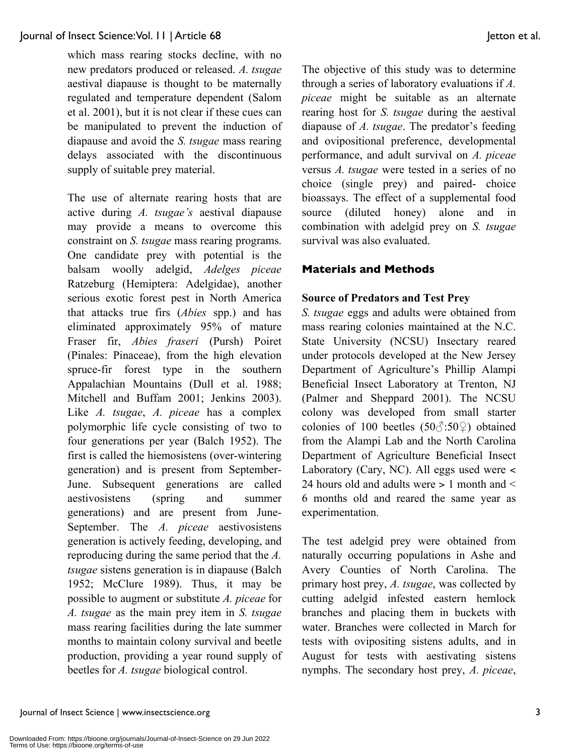which mass rearing stocks decline, with no new predators produced or released. *A. tsugae* aestival diapause is thought to be maternally regulated and temperature dependent (Salom et al. 2001), but it is not clear if these cues can be manipulated to prevent the induction of diapause and avoid the *S. tsugae* mass rearing delays associated with the discontinuous supply of suitable prey material.

The use of alternate rearing hosts that are active during *A. tsugae's* aestival diapause may provide a means to overcome this constraint on *S. tsugae* mass rearing programs. One candidate prey with potential is the balsam woolly adelgid, *Adelges piceae* Ratzeburg (Hemiptera: Adelgidae), another serious exotic forest pest in North America that attacks true firs (*Abies* spp.) and has eliminated approximately 95% of mature Fraser fir, *Abies fraseri* (Pursh) Poiret (Pinales: Pinaceae), from the high elevation spruce-fir forest type in the southern Appalachian Mountains (Dull et al. 1988; Mitchell and Buffam 2001; Jenkins 2003). Like *A. tsugae*, *A. piceae* has a complex polymorphic life cycle consisting of two to four generations per year (Balch 1952). The first is called the hiemosistens (over-wintering generation) and is present from September-June. Subsequent generations are called aestivosistens (spring and summer generations) and are present from June-September. The *A. piceae* aestivosistens generation is actively feeding, developing, and reproducing during the same period that the *A. tsugae* sistens generation is in diapause (Balch 1952; McClure 1989). Thus, it may be possible to augment or substitute *A. piceae* for *A. tsugae* as the main prey item in *S. tsugae* mass rearing facilities during the late summer months to maintain colony survival and beetle production, providing a year round supply of beetles for *A. tsugae* biological control.

The objective of this study was to determine through a series of laboratory evaluations if *A. piceae* might be suitable as an alternate rearing host for *S. tsugae* during the aestival diapause of *A. tsugae*. The predator's feeding and ovipositional preference, developmental performance, and adult survival on *A. piceae* versus *A. tsugae* were tested in a series of no choice (single prey) and paired- choice bioassays. The effect of a supplemental food source (diluted honey) alone and in combination with adelgid prey on *S. tsugae* survival was also evaluated.

## Materials and Methods

### Source of Predators and Test Prey

*S. tsugae* eggs and adults were obtained from mass rearing colonies maintained at the N.C. State University (NCSU) Insectary reared under protocols developed at the New Jersey Department of Agriculture's Phillip Alampi Beneficial Insect Laboratory at Trenton, NJ (Palmer and Sheppard 2001). The NCSU colony was developed from small starter colonies of 100 beetles (50♂:50♀) obtained from the Alampi Lab and the North Carolina Department of Agriculture Beneficial Insect Laboratory (Cary, NC). All eggs used were < 24 hours old and adults were > 1 month and < 6 months old and reared the same year as experimentation.

The test adelgid prey were obtained from naturally occurring populations in Ashe and Avery Counties of North Carolina. The primary host prey, *A. tsugae*, was collected by cutting adelgid infested eastern hemlock branches and placing them in buckets with water. Branches were collected in March for tests with ovipositing sistens adults, and in August for tests with aestivating sistens nymphs. The secondary host prey, *A. piceae*,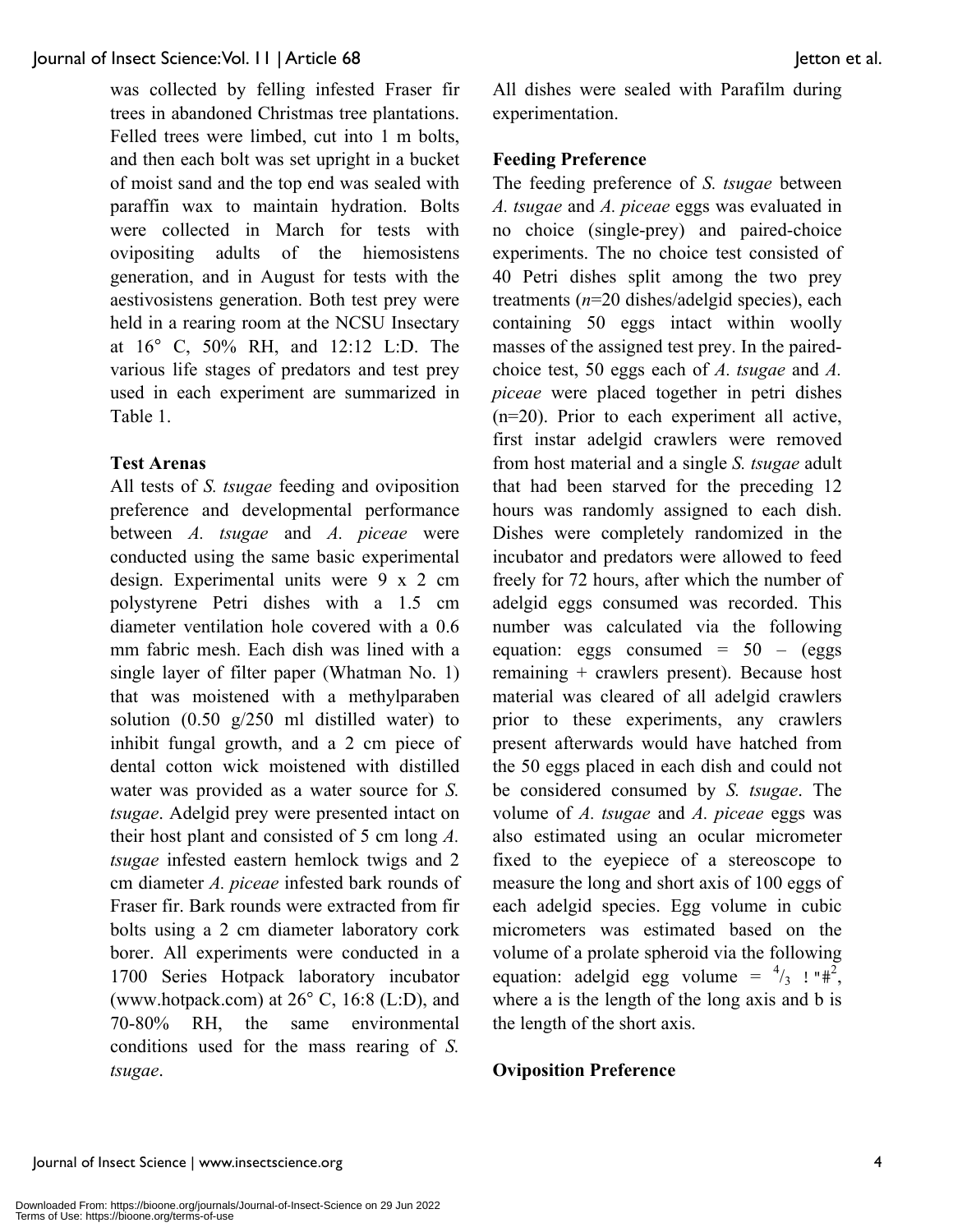was collected by felling infested Fraser fir trees in abandoned Christmas tree plantations. Felled trees were limbed, cut into 1 m bolts, and then each bolt was set upright in a bucket of moist sand and the top end was sealed with paraffin wax to maintain hydration. Bolts were collected in March for tests with ovipositing adults of the hiemosistens generation, and in August for tests with the aestivosistens generation. Both test prey were held in a rearing room at the NCSU Insectary at 16° C, 50% RH, and 12:12 L:D. The various life stages of predators and test prey used in each experiment are summarized in Table 1.

**Test Arenas**

All tests of *S. tsugae* feeding and oviposition preference and developmental performance between *A. tsugae* and *A. piceae* were conducted using the same basic experimental design. Experimental units were 9 x 2 cm polystyrene Petri dishes with a 1.5 cm diameter ventilation hole covered with a 0.6 mm fabric mesh. Each dish was lined with a single layer of filter paper (Whatman No. 1) that was moistened with a methylparaben solution (0.50 g/250 ml distilled water) to inhibit fungal growth, and a 2 cm piece of dental cotton wick moistened with distilled water was provided as a water source for *S. tsugae*. Adelgid prey were presented intact on their host plant and consisted of 5 cm long *A. tsugae* infested eastern hemlock twigs and 2 cm diameter *A. piceae* infested bark rounds of Fraser fir. Bark rounds were extracted from fir bolts using a 2 cm diameter laboratory cork borer. All experiments were conducted in a 1700 Series Hotpack laboratory incubator (www.hotpack.com) at 26° C, 16:8 (L:D), and 70-80% RH, the same environmental conditions used for the mass rearing of *S. tsugae*. All dishes were sealed with Parafilm during experimentation.

**Feeding Preference**

The feeding preference of *S. tsugae* between *A. tsugae* and *A. piceae* eggs was evaluated in no choice (single-prey) and paired-choice experiments. The no choice test consisted of 40 Petri dishes split among the two prey treatments ($n$=20 dishes/adelgid species), each containing 50 eggs intact within woolly masses of the assigned test prey. In the paired-choice test, 50 eggs each of *A. tsugae* and *A. piceae* were placed together in petri dishes (n=20). Prior to each experiment all active, first instar adelgid crawlers were removed from host material and a single *S. tsugae* adult that had been starved for the preceding 12 hours was randomly assigned to each dish. Dishes were completely randomized in the incubator and predators were allowed to feed freely for 72 hours, after which the number of adelgid eggs consumed was recorded. This number was calculated via the following equation: eggs consumed = 50 – (eggs remaining + crawlers present). Because host material was cleared of all adelgid crawlers prior to these experiments, any crawlers present afterwards would have hatched from the 50 eggs placed in each dish and could not be considered consumed by *S. tsugae*. The volume of *A. tsugae* and *A. piceae* eggs was also estimated using an ocular micrometer fixed to the eyepiece of a stereoscope to measure the long and short axis of 100 eggs of each adelgid species. Egg volume in cubic micrometers was estimated based on the volume of a prolate spheroid via the following equation: adelgid egg volume = $\frac{4}{3}\pi a b^2$, where a is the length of the long axis and b is the length of the short axis.

**Oviposition Preference**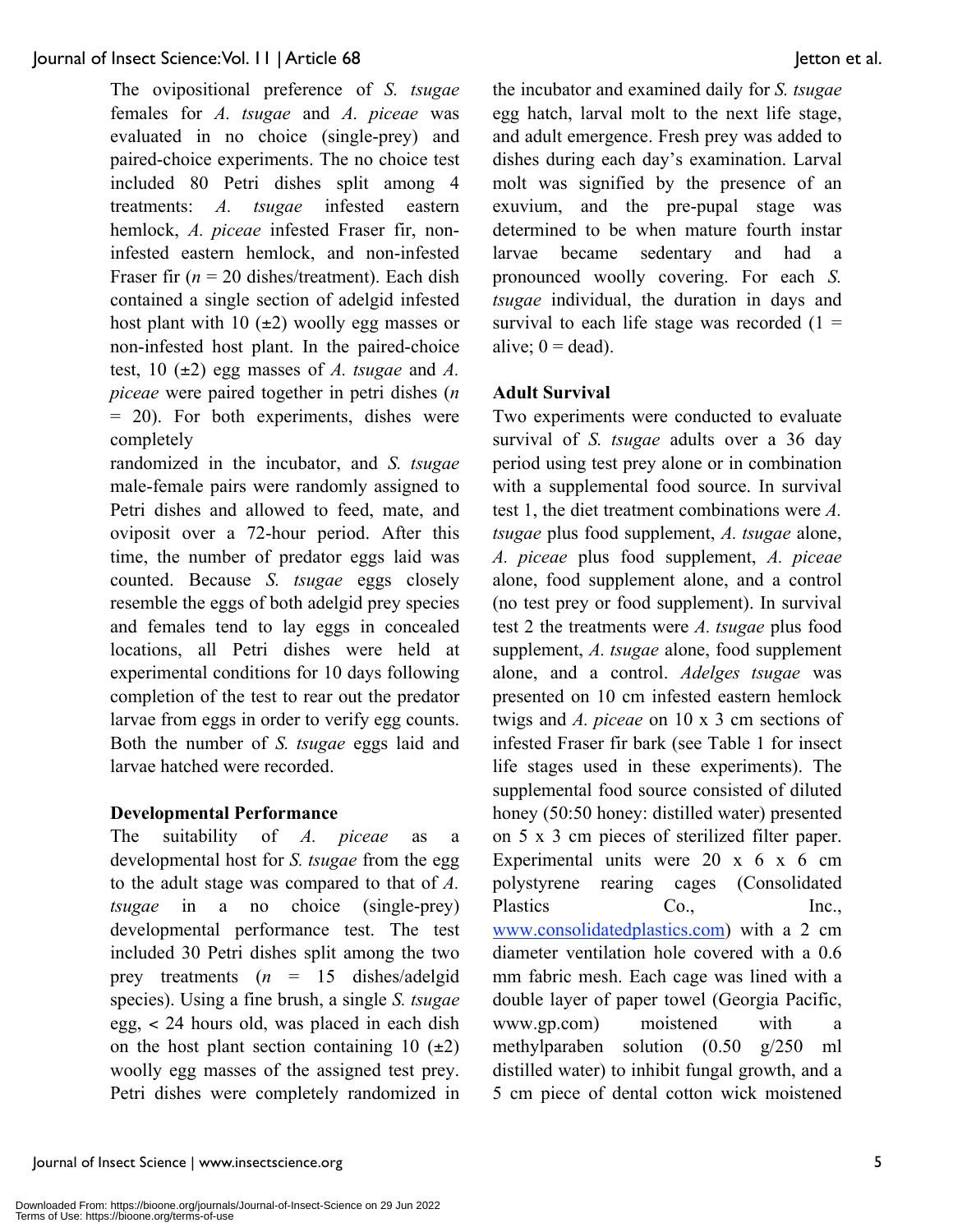The ovipositional preference of *S. tsugae* females for *A. tsugae* and *A. piceae* was evaluated in no choice (single-prey) and paired-choice experiments. The no choice test included 80 Petri dishes split among 4 treatments: *A. tsugae* infested eastern hemlock, *A. piceae* infested Fraser fir, non-infested eastern hemlock, and non-infested Fraser fir ($n$ = 20 dishes/treatment). Each dish contained a single section of adelgid infested host plant with 10 (±2) woolly egg masses or non-infested host plant. In the paired-choice test, 10 (±2) egg masses of *A. tsugae* and *A. piceae* were paired together in petri dishes ($n$ = 20). For both experiments, dishes were completely randomized in the incubator, and *S. tsugae* male-female pairs were randomly assigned to Petri dishes and allowed to feed, mate, and oviposit over a 72-hour period. After this time, the number of predator eggs laid was counted. Because *S. tsugae* eggs closely resemble the eggs of both adelgid prey species and females tend to lay eggs in concealed locations, all Petri dishes were held at experimental conditions for 10 days following completion of the test to rear out the predator larvae from eggs in order to verify egg counts. Both the number of *S. tsugae* eggs laid and larvae hatched were recorded.

### Developmental Performance

The suitability of *A. piceae* as a developmental host for *S. tsugae* from the egg to the adult stage was compared to that of *A. tsugae* in a no choice (single-prey) developmental performance test. The test included 30 Petri dishes split among the two prey treatments ($n$ = 15 dishes/adelgid species). Using a fine brush, a single *S. tsugae* egg, < 24 hours old, was placed in each dish on the host plant section containing 10 (±2) woolly egg masses of the assigned test prey. Petri dishes were completely randomized in the incubator and examined daily for *S. tsugae* egg hatch, larval molt to the next life stage, and adult emergence. Fresh prey was added to dishes during each day's examination. Larval molt was signified by the presence of an exuvium, and the pre-pupal stage was determined to be when mature fourth instar larvae became sedentary and had a pronounced woolly covering. For each *S. tsugae* individual, the duration in days and survival to each life stage was recorded (1 = alive; 0 = dead).

### Adult Survival

Two experiments were conducted to evaluate survival of *S. tsugae* adults over a 36 day period using test prey alone or in combination with a supplemental food source. In survival test 1, the diet treatment combinations were *A. tsugae* plus food supplement, *A. tsugae* alone, *A. piceae* plus food supplement, *A. piceae* alone, food supplement alone, and a control (no test prey or food supplement). In survival test 2 the treatments were *A. tsugae* plus food supplement, *A. tsugae* alone, food supplement alone, and a control. *Adelges tsugae* was presented on 10 cm infested eastern hemlock twigs and *A. piceae* on 10 x 3 cm sections of infested Fraser fir bark (see Table 1 for insect life stages used in these experiments). The supplemental food source consisted of diluted honey (50:50 honey: distilled water) presented on 5 x 3 cm pieces of sterilized filter paper. Experimental units were 20 x 6 x 6 cm polystyrene rearing cages (Consolidated Plastics Co., Inc., www.consolidatedplastics.com) with a 2 cm diameter ventilation hole covered with a 0.6 mm fabric mesh. Each cage was lined with a double layer of paper towel (Georgia Pacific, www.gp.com) moistened with a methylparaben solution (0.50 g/250 ml distilled water) to inhibit fungal growth, and a 5 cm piece of dental cotton wick moistened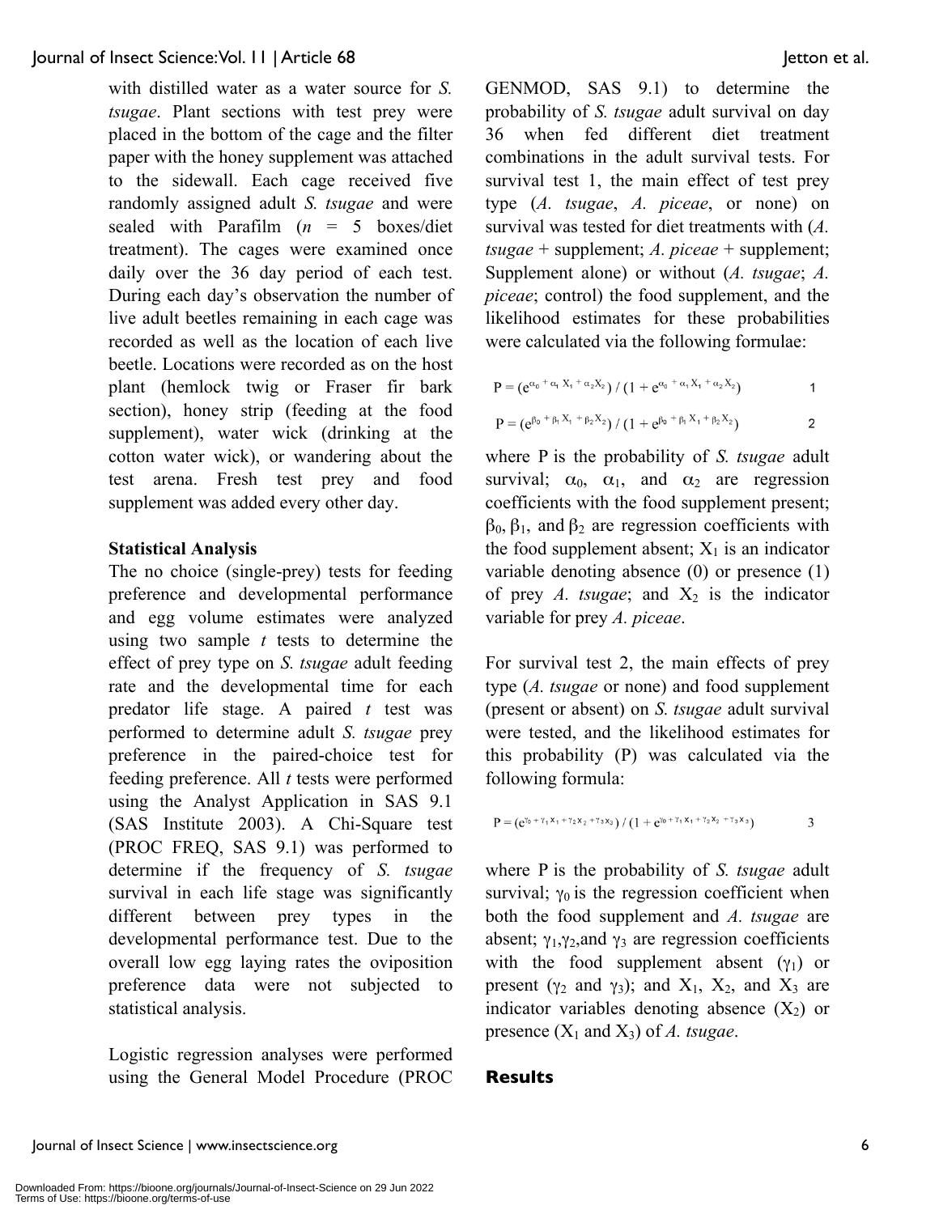with distilled water as a water source for *S. tsugae*. Plant sections with test prey were placed in the bottom of the cage and the filter paper with the honey supplement was attached to the sidewall. Each cage received five randomly assigned adult *S. tsugae* and were sealed with Parafilm ($n$ = 5 boxes/diet treatment). The cages were examined once daily over the 36 day period of each test. During each day's observation the number of live adult beetles remaining in each cage was recorded as well as the location of each live beetle. Locations were recorded as on the host plant (hemlock twig or Fraser fir bark section), honey strip (feeding at the food supplement), water wick (drinking at the cotton water wick), or wandering about the test arena. Fresh test prey and food supplement was added every other day.

### Statistical Analysis

The no choice (single-prey) tests for feeding preference and developmental performance and egg volume estimates were analyzed using two sample *t* tests to determine the effect of prey type on *S. tsugae* adult feeding rate and the developmental time for each predator life stage. A paired *t* test was performed to determine adult *S. tsugae* prey preference in the paired-choice test for feeding preference. All *t* tests were performed using the Analyst Application in SAS 9.1 (SAS Institute 2003). A Chi-Square test (PROC FREQ, SAS 9.1) was performed to determine if the frequency of *S. tsugae* survival in each life stage was significantly different between prey types in the developmental performance test. Due to the overall low egg laying rates the oviposition preference data were not subjected to statistical analysis.

Logistic regression analyses were performed using the General Model Procedure (PROC GENMOD, SAS 9.1) to determine the probability of *S. tsugae* adult survival on day 36 when fed different diet treatment combinations in the adult survival tests. For survival test 1, the main effect of test prey type (*A. tsugae*, *A. piceae*, or none) on survival was tested for diet treatments with (*A. tsugae* + supplement; *A. piceae* + supplement; Supplement alone) or without (*A. tsugae*; *A. piceae*; control) the food supplement, and the likelihood estimates for these probabilities were calculated via the following formulae:

$$P = (e^{\alpha_0 + \alpha_1 X_1 + \alpha_2 X_2}) / (1 + e^{\alpha_0 + \alpha_1 X_1 + \alpha_2 X_2}) \quad (1)$$

$$P = (e^{\beta_0 + \beta_1 X_1 + \beta_2 X_2}) / (1 + e^{\beta_0 + \beta_1 X_1 + \beta_2 X_2}) \quad (2)$$

where P is the probability of *S. tsugae* adult survival; $\alpha_0$, $\alpha_1$, and $\alpha_2$ are regression coefficients with the food supplement present; $\beta_0$, $\beta_1$, and $\beta_2$ are regression coefficients with the food supplement absent; $X_1$ is an indicator variable denoting absence (0) or presence (1) of prey *A. tsugae*; and $X_2$ is the indicator variable for prey *A. piceae*.

For survival test 2, the main effects of prey type (*A. tsugae* or none) and food supplement (present or absent) on *S. tsugae* adult survival were tested, and the likelihood estimates for this probability (P) was calculated via the following formula:

$$P = (e^{\gamma_0 + \gamma_1 X_1 + \gamma_2 X_2 + \gamma_3 X_3}) / (1 + e^{\gamma_0 + \gamma_1 X_1 + \gamma_2 X_2 + \gamma_3 X_3}) \quad (3)$$

where P is the probability of *S. tsugae* adult survival; $\gamma_0$ is the regression coefficient when both the food supplement and *A. tsugae* are absent; $\gamma_1$,$\gamma_2$,and $\gamma_3$ are regression coefficients with the food supplement absent ($\gamma_1$) or present ($\gamma_2$ and $\gamma_3$); and $X_1$, $X_2$, and $X_3$ are indicator variables denoting absence ($X_2$) or presence ($X_1$ and $X_3$) of *A. tsugae*.

## Results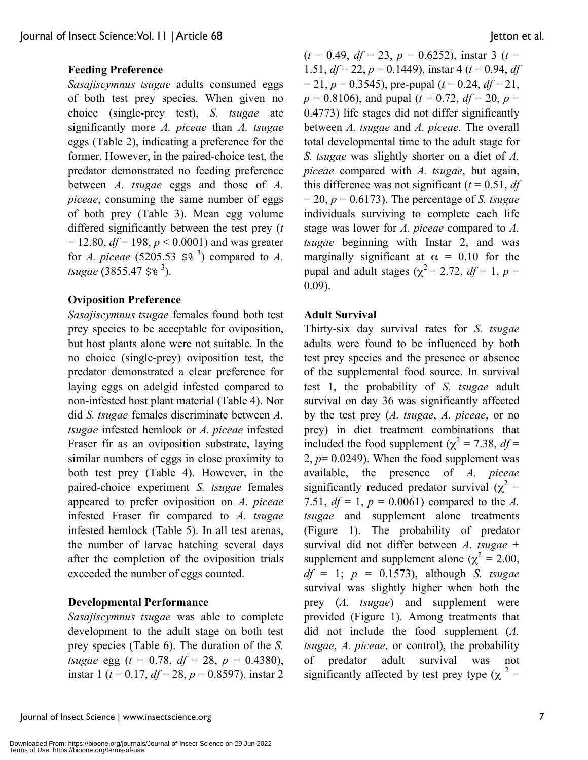### Feeding Preference

*Sasajiscymnus tsugae* adults consumed eggs of both test prey species. When given no choice (single-prey test), *S. tsugae* ate significantly more *A. piceae* than *A. tsugae* eggs (Table 2), indicating a preference for the former. However, in the paired-choice test, the predator demonstrated no feeding preference between *A. tsugae* eggs and those of *A. piceae*, consuming the same number of eggs of both prey (Table 3). Mean egg volume differed significantly between the test prey ($t = 12.80$, $df = 198$, $p < 0.0001$) and was greater for *A. piceae* (5205.53 $% $^3$) compared to *A. tsugae* (3855.47 $% $^3$).

### Oviposition Preference

*Sasajiscymnus tsugae* females found both test prey species to be acceptable for oviposition, but host plants alone were not suitable. In the no choice (single-prey) oviposition test, the predator demonstrated a clear preference for laying eggs on adelgid infested compared to non-infested host plant material (Table 4). Nor did *S. tsugae* females discriminate between *A. tsugae* infested hemlock or *A. piceae* infested Fraser fir as an oviposition substrate, laying similar numbers of eggs in close proximity to both test prey (Table 4). However, in the paired-choice experiment *S. tsugae* females appeared to prefer oviposition on *A. piceae* infested Fraser fir compared to *A. tsugae* infested hemlock (Table 5). In all test arenas, the number of larvae hatching several days after the completion of the oviposition trials exceeded the number of eggs counted.

### Developmental Performance

*Sasajiscymnus tsugae* was able to complete development to the adult stage on both test prey species (Table 6). The duration of the *S. tsugae* egg ($t = 0.78$, $df = 28$, $p = 0.4380$), instar 1 ($t = 0.17$, $df = 28$, $p = 0.8597$), instar 2 ($t = 0.49$, $df = 23$, $p = 0.6252$), instar 3 ($t = 1.51$, $df = 22$, $p = 0.1449$), instar 4 ($t = 0.94$, $df = 21$, $p = 0.3545$), pre-pupal ($t = 0.24$, $df = 21$, $p = 0.8106$), and pupal ($t = 0.72$, $df = 20$, $p = 0.4773$) life stages did not differ significantly between *A. tsugae* and *A. piceae*. The overall total developmental time to the adult stage for *S. tsugae* was slightly shorter on a diet of *A. piceae* compared with *A. tsugae*, but again, this difference was not significant ($t = 0.51$, $df = 20$, $p = 0.6173$). The percentage of *S. tsugae* individuals surviving to complete each life stage was lower for *A. piceae* compared to *A. tsugae* beginning with Instar 2, and was marginally significant at $\alpha = 0.10$ for the pupal and adult stages ($\chi^2 = 2.72$, $df = 1$, $p = 0.09$).

### Adult Survival

Thirty-six day survival rates for *S. tsugae* adults were found to be influenced by both test prey species and the presence or absence of the supplemental food source. In survival test 1, the probability of *S. tsugae* adult survival on day 36 was significantly affected by the test prey (*A. tsugae*, *A. piceae*, or no prey) in diet treatment combinations that included the food supplement ($\chi^2 = 7.38$, $df = 2$, $p = 0.0249$). When the food supplement was available, the presence of *A. piceae* significantly reduced predator survival ($\chi^2 = 7.51$, $df = 1$, $p = 0.0061$) compared to the *A. tsugae* and supplement alone treatments (Figure 1). The probability of predator survival did not differ between *A. tsugae* + supplement and supplement alone ($\chi^2 = 2.00$, $df = 1$; $p = 0.1573$), although *S. tsugae* survival was slightly higher when both the prey (*A. tsugae*) and supplement were provided (Figure 1). Among treatments that did not include the food supplement (*A. tsugae*, *A. piceae*, or control), the probability of predator adult survival was not significantly affected by test prey type ($\chi^2 =$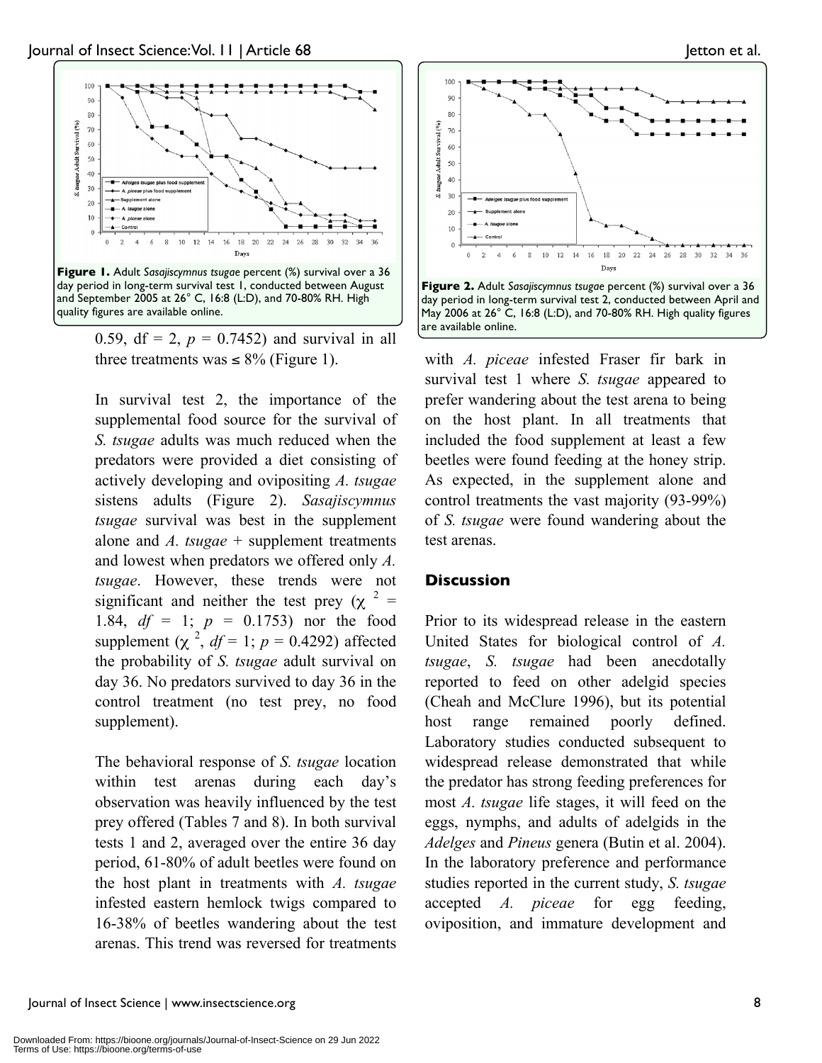**Figure 1.** Adult *Sasajiscymnus tsugae* percent (%) survival over a 36 day period in long-term survival test 1, conducted between August and September 2005 at 26° C, 16:8 (L:D), and 70-80% RH. High quality figures are available online.

0.59, df = 2, $p$ = 0.7452) and survival in all three treatments was ≤ 8% (Figure 1).

In survival test 2, the importance of the supplemental food source for the survival of *S. tsugae* adults was much reduced when the predators were provided a diet consisting of actively developing and ovipositing *A. tsugae* sistens adults (Figure 2). *Sasajiscymnus tsugae* survival was best in the supplement alone and *A. tsugae* + supplement treatments and lowest when predators we offered only *A. tsugae*. However, these trends were not significant and neither the test prey ($\chi^2$ = 1.84, *df* = 1; $p$ = 0.1753) nor the food supplement ($\chi^2$, *df* = 1; $p$ = 0.4292) affected the probability of *S. tsugae* adult survival on day 36. No predators survived to day 36 in the control treatment (no test prey, no food supplement).

The behavioral response of *S. tsugae* location within test arenas during each day's observation was heavily influenced by the test prey offered (Tables 7 and 8). In both survival tests 1 and 2, averaged over the entire 36 day period, 61-80% of adult beetles were found on the host plant in treatments with *A. tsugae* infested eastern hemlock twigs compared to 16-38% of beetles wandering about the test arenas. This trend was reversed for treatments with *A. piceae* infested Fraser fir bark in survival test 1 where *S. tsugae* appeared to prefer wandering about the test arena to being on the host plant. In all treatments that included the food supplement at least a few beetles were found feeding at the honey strip. As expected, in the supplement alone and control treatments the vast majority (93-99%) of *S. tsugae* were found wandering about the test arenas.

**Figure 2.** Adult *Sasajiscymnus tsugae* percent (%) survival over a 36 day period in long-term survival test 2, conducted between April and May 2006 at 26° C, 16:8 (L:D), and 70-80% RH. High quality figures are available online.

## Discussion

Prior to its widespread release in the eastern United States for biological control of *A. tsugae*, *S. tsugae* had been anecdotally reported to feed on other adelgid species (Cheah and McClure 1996), but its potential host range remained poorly defined. Laboratory studies conducted subsequent to widespread release demonstrated that while the predator has strong feeding preferences for most *A. tsugae* life stages, it will feed on the eggs, nymphs, and adults of adelgids in the *Adelges* and *Pineus* genera (Butin et al. 2004). In the laboratory preference and performance studies reported in the current study, *S. tsugae* accepted *A. piceae* for egg feeding, oviposition, and immature development and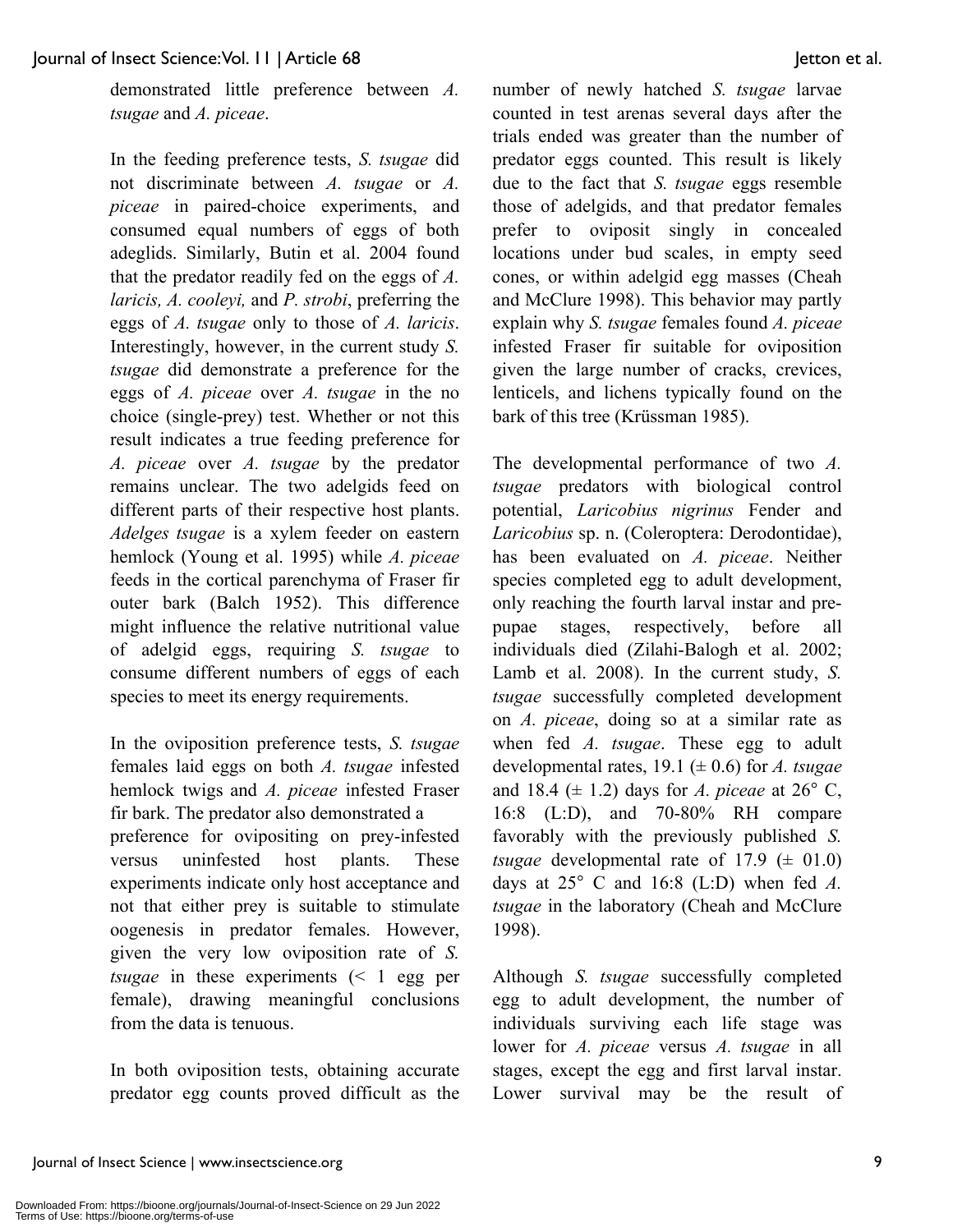demonstrated little preference between *A. tsugae* and *A. piceae*.

In the feeding preference tests, *S. tsugae* did not discriminate between *A. tsugae* or *A. piceae* in paired-choice experiments, and consumed equal numbers of eggs of both adeglids. Similarly, Butin et al. 2004 found that the predator readily fed on the eggs of *A. laricis, A. cooleyi,* and *P. strobi*, preferring the eggs of *A. tsugae* only to those of *A. laricis*. Interestingly, however, in the current study *S. tsugae* did demonstrate a preference for the eggs of *A. piceae* over *A. tsugae* in the no choice (single-prey) test. Whether or not this result indicates a true feeding preference for *A. piceae* over *A. tsugae* by the predator remains unclear. The two adelgids feed on different parts of their respective host plants. *Adelges tsugae* is a xylem feeder on eastern hemlock (Young et al. 1995) while *A. piceae* feeds in the cortical parenchyma of Fraser fir outer bark (Balch 1952). This difference might influence the relative nutritional value of adelgid eggs, requiring *S. tsugae* to consume different numbers of eggs of each species to meet its energy requirements.

In the oviposition preference tests, *S. tsugae* females laid eggs on both *A. tsugae* infested hemlock twigs and *A. piceae* infested Fraser fir bark. The predator also demonstrated a preference for ovipositing on prey-infested versus uninfested host plants. These experiments indicate only host acceptance and not that either prey is suitable to stimulate oogenesis in predator females. However, given the very low oviposition rate of *S. tsugae* in these experiments (< 1 egg per female), drawing meaningful conclusions from the data is tenuous.

In both oviposition tests, obtaining accurate predator egg counts proved difficult as the number of newly hatched *S. tsugae* larvae counted in test arenas several days after the trials ended was greater than the number of predator eggs counted. This result is likely due to the fact that *S. tsugae* eggs resemble those of adelgids, and that predator females prefer to oviposit singly in concealed locations under bud scales, in empty seed cones, or within adelgid egg masses (Cheah and McClure 1998). This behavior may partly explain why *S. tsugae* females found *A. piceae* infested Fraser fir suitable for oviposition given the large number of cracks, crevices, lenticels, and lichens typically found on the bark of this tree (Krüssman 1985).

The developmental performance of two *A. tsugae* predators with biological control potential, *Laricobius nigrinus* Fender and *Laricobius* sp. n. (Coleoptera: Derodontidae), has been evaluated on *A. piceae*. Neither species completed egg to adult development, only reaching the fourth larval instar and pre-pupae stages, respectively, before all individuals died (Zilahi-Balogh et al. 2002; Lamb et al. 2008). In the current study, *S. tsugae* successfully completed development on *A. piceae*, doing so at a similar rate as when fed *A. tsugae*. These egg to adult developmental rates, 19.1 (± 0.6) for *A. tsugae* and 18.4 (± 1.2) days for *A. piceae* at 26° C, 16:8 (L:D), and 70-80% RH compare favorably with the previously published *S. tsugae* developmental rate of 17.9 (± 01.0) days at 25° C and 16:8 (L:D) when fed *A. tsugae* in the laboratory (Cheah and McClure 1998).

Although *S. tsugae* successfully completed egg to adult development, the number of individuals surviving each life stage was lower for *A. piceae* versus *A. tsugae* in all stages, except the egg and first larval instar. Lower survival may be the result of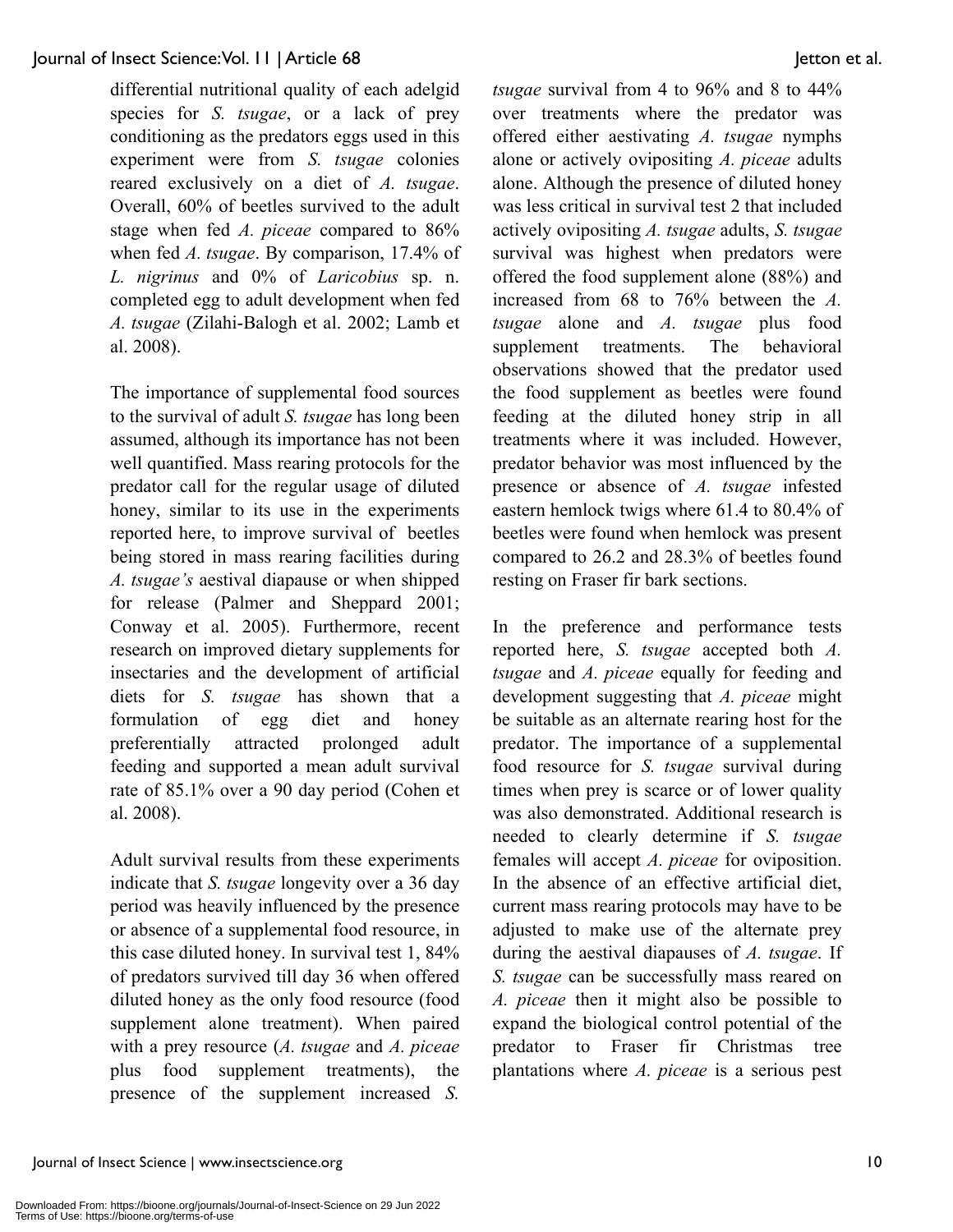differential nutritional quality of each adelgid species for *S. tsugae*, or a lack of prey conditioning as the predators eggs used in this experiment were from *S. tsugae* colonies reared exclusively on a diet of *A. tsugae*. Overall, 60% of beetles survived to the adult stage when fed *A. piceae* compared to 86% when fed *A. tsugae*. By comparison, 17.4% of *L. nigrinus* and 0% of *Laricobius* sp. n. completed egg to adult development when fed *A. tsugae* (Zilahi-Balogh et al. 2002; Lamb et al. 2008).

The importance of supplemental food sources to the survival of adult *S. tsugae* has long been assumed, although its importance has not been well quantified. Mass rearing protocols for the predator call for the regular usage of diluted honey, similar to its use in the experiments reported here, to improve survival of beetles being stored in mass rearing facilities during *A. tsugae's* aestival diapause or when shipped for release (Palmer and Sheppard 2001; Conway et al. 2005). Furthermore, recent research on improved dietary supplements for insectaries and the development of artificial diets for *S. tsugae* has shown that a formulation of egg diet and honey preferentially attracted prolonged adult feeding and supported a mean adult survival rate of 85.1% over a 90 day period (Cohen et al. 2008).

Adult survival results from these experiments indicate that *S. tsugae* longevity over a 36 day period was heavily influenced by the presence or absence of a supplemental food resource, in this case diluted honey. In survival test 1, 84% of predators survived till day 36 when offered diluted honey as the only food resource (food supplement alone treatment). When paired with a prey resource (*A. tsugae* and *A. piceae* plus food supplement treatments), the presence of the supplement increased *S. tsugae* survival from 4 to 96% and 8 to 44% over treatments where the predator was offered either aestivating *A. tsugae* nymphs alone or actively ovipositing *A. piceae* adults alone. Although the presence of diluted honey was less critical in survival test 2 that included actively ovipositing *A. tsugae* adults, *S. tsugae* survival was highest when predators were offered the food supplement alone (88%) and increased from 68 to 76% between the *A. tsugae* alone and *A. tsugae* plus food supplement treatments. The behavioral observations showed that the predator used the food supplement as beetles were found feeding at the diluted honey strip in all treatments where it was included. However, predator behavior was most influenced by the presence or absence of *A. tsugae* infested eastern hemlock twigs where 61.4 to 80.4% of beetles were found when hemlock was present compared to 26.2 and 28.3% of beetles found resting on Fraser fir bark sections.

In the preference and performance tests reported here, *S. tsugae* accepted both *A. tsugae* and *A. piceae* equally for feeding and development suggesting that *A. piceae* might be suitable as an alternate rearing host for the predator. The importance of a supplemental food resource for *S. tsugae* survival during times when prey is scarce or of lower quality was also demonstrated. Additional research is needed to clearly determine if *S. tsugae* females will accept *A. piceae* for oviposition. In the absence of an effective artificial diet, current mass rearing protocols may have to be adjusted to make use of the alternate prey during the aestival diapauses of *A. tsugae*. If *S. tsugae* can be successfully mass reared on *A. piceae* then it might also be possible to expand the biological control potential of the predator to Fraser fir Christmas tree plantations where *A. piceae* is a serious pest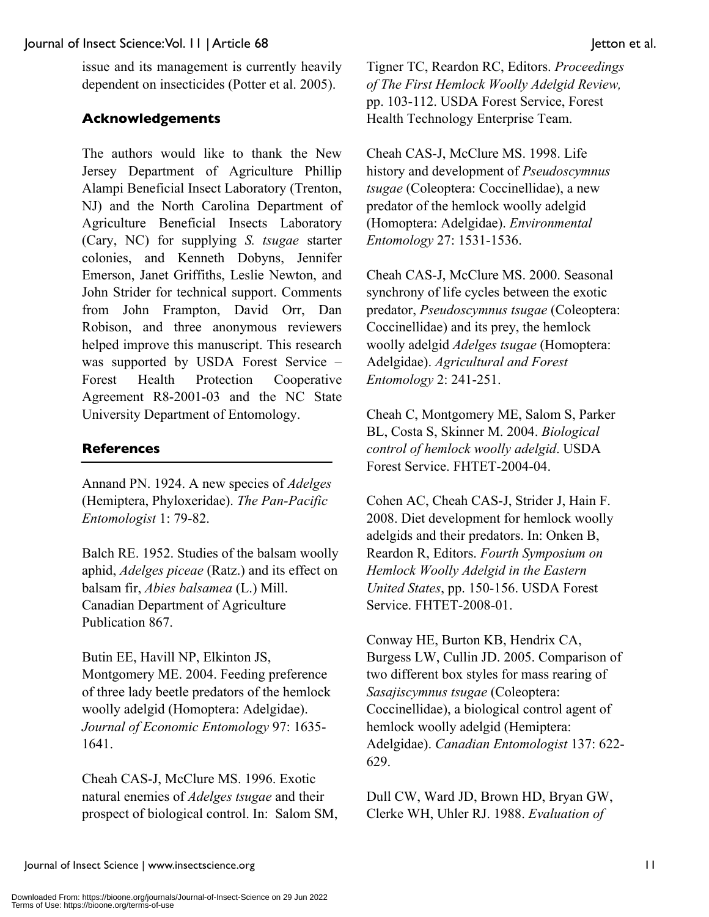issue and its management is currently heavily dependent on insecticides (Potter et al. 2005).

## Acknowledgements

The authors would like to thank the New Jersey Department of Agriculture Phillip Alampi Beneficial Insect Laboratory (Trenton, NJ) and the North Carolina Department of Agriculture Beneficial Insects Laboratory (Cary, NC) for supplying *S. tsugae* starter colonies, and Kenneth Dobyns, Jennifer Emerson, Janet Griffiths, Leslie Newton, and John Strider for technical support. Comments from John Frampton, David Orr, Dan Robison, and three anonymous reviewers helped improve this manuscript. This research was supported by USDA Forest Service – Forest Health Protection Cooperative Agreement R8-2001-03 and the NC State University Department of Entomology.

## References

Annand PN. 1924. A new species of *Adelges* (Hemiptera, Phyloxeridae). *The Pan-Pacific Entomologist* 1: 79-82.

Balch RE. 1952. Studies of the balsam woolly aphid, *Adelges piceae* (Ratz.) and its effect on balsam fir, *Abies balsamea* (L.) Mill. Canadian Department of Agriculture Publication 867.

Butin EE, Havill NP, Elkinton JS, Montgomery ME. 2004. Feeding preference of three lady beetle predators of the hemlock woolly adelgid (Homoptera: Adelgidae). *Journal of Economic Entomology* 97: 1635-1641.

Cheah CAS-J, McClure MS. 1996. Exotic natural enemies of *Adelges tsugae* and their prospect of biological control. In: Salom SM, Tigner TC, Reardon RC, Editors. *Proceedings of The First Hemlock Woolly Adelgid Review,* pp. 103-112. USDA Forest Service, Forest Health Technology Enterprise Team.

Cheah CAS-J, McClure MS. 1998. Life history and development of *Pseudoscymnus tsugae* (Coleoptera: Coccinellidae), a new predator of the hemlock woolly adelgid (Homoptera: Adelgidae). *Environmental Entomology* 27: 1531-1536.

Cheah CAS-J, McClure MS. 2000. Seasonal synchrony of life cycles between the exotic predator, *Pseudoscymnus tsugae* (Coleoptera: Coccinellidae) and its prey, the hemlock woolly adelgid *Adelges tsugae* (Homoptera: Adelgidae). *Agricultural and Forest Entomology* 2: 241-251.

Cheah C, Montgomery ME, Salom S, Parker BL, Costa S, Skinner M. 2004. *Biological control of hemlock woolly adelgid*. USDA Forest Service. FHTET-2004-04.

Cohen AC, Cheah CAS-J, Strider J, Hain F. 2008. Diet development for hemlock woolly adelgids and their predators. In: Onken B, Reardon R, Editors. *Fourth Symposium on Hemlock Woolly Adelgid in the Eastern United States*, pp. 150-156. USDA Forest Service. FHTET-2008-01.

Conway HE, Burton KB, Hendrix CA, Burgess LW, Cullin JD. 2005. Comparison of two different box styles for mass rearing of *Sasajiscymnus tsugae* (Coleoptera: Coccinellidae), a biological control agent of hemlock woolly adelgid (Hemiptera: Adelgidae). *Canadian Entomologist* 137: 622-629.

Dull CW, Ward JD, Brown HD, Bryan GW, Clerke WH, Uhler RJ. 1988. *Evaluation of*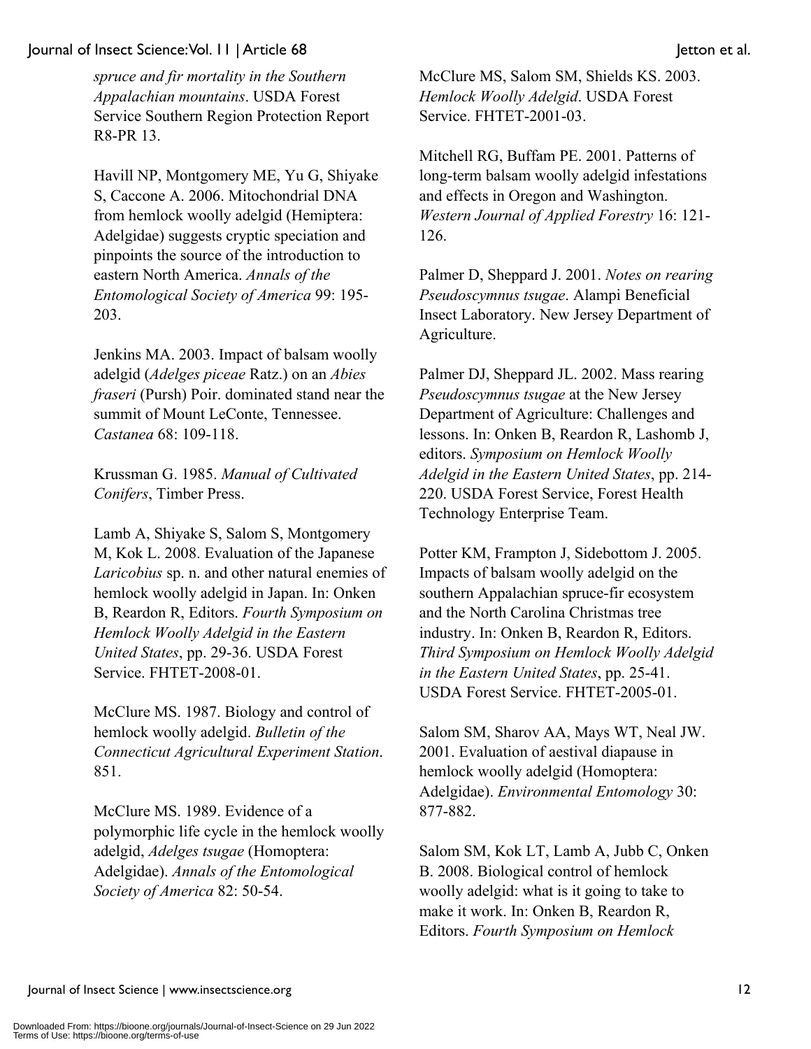*spruce and fir mortality in the Southern Appalachian mountains*. USDA Forest Service Southern Region Protection Report R8-PR 13.

Havill NP, Montgomery ME, Yu G, Shiyake S, Caccone A. 2006. Mitochondrial DNA from hemlock woolly adelgid (Hemiptera: Adelgidae) suggests cryptic speciation and pinpoints the source of the introduction to eastern North America. *Annals of the Entomological Society of America* 99: 195-203.

Jenkins MA. 2003. Impact of balsam woolly adelgid (*Adelges piceae* Ratz.) on an *Abies fraseri* (Pursh) Poir. dominated stand near the summit of Mount LeConte, Tennessee. *Castanea* 68: 109-118.

Krussman G. 1985. *Manual of Cultivated Conifers*, Timber Press.

Lamb A, Shiyake S, Salom S, Montgomery M, Kok L. 2008. Evaluation of the Japanese *Laricobius* sp. n. and other natural enemies of hemlock woolly adelgid in Japan. In: Onken B, Reardon R, Editors. *Fourth Symposium on Hemlock Woolly Adelgid in the Eastern United States*, pp. 29-36. USDA Forest Service. FHTET-2008-01.

McClure MS. 1987. Biology and control of hemlock woolly adelgid. *Bulletin of the Connecticut Agricultural Experiment Station*. 851.

McClure MS. 1989. Evidence of a polymorphic life cycle in the hemlock woolly adelgid, *Adelges tsugae* (Homoptera: Adelgidae). *Annals of the Entomological Society of America* 82: 50-54.

McClure MS, Salom SM, Shields KS. 2003. *Hemlock Woolly Adelgid*. USDA Forest Service. FHTET-2001-03.

Mitchell RG, Buffam PE. 2001. Patterns of long-term balsam woolly adelgid infestations and effects in Oregon and Washington. *Western Journal of Applied Forestry* 16: 121-126.

Palmer D, Sheppard J. 2001. *Notes on rearing Pseudoscymnus tsugae*. Alampi Beneficial Insect Laboratory. New Jersey Department of Agriculture.

Palmer DJ, Sheppard JL. 2002. Mass rearing *Pseudoscymnus tsugae* at the New Jersey Department of Agriculture: Challenges and lessons. In: Onken B, Reardon R, Lashomb J, editors. *Symposium on Hemlock Woolly Adelgid in the Eastern United States*, pp. 214-220. USDA Forest Service, Forest Health Technology Enterprise Team.

Potter KM, Frampton J, Sidebottom J. 2005. Impacts of balsam woolly adelgid on the southern Appalachian spruce-fir ecosystem and the North Carolina Christmas tree industry. In: Onken B, Reardon R, Editors. *Third Symposium on Hemlock Woolly Adelgid in the Eastern United States*, pp. 25-41. USDA Forest Service. FHTET-2005-01.

Salom SM, Sharov AA, Mays WT, Neal JW. 2001. Evaluation of aestival diapause in hemlock woolly adelgid (Homoptera: Adelgidae). *Environmental Entomology* 30: 877-882.

Salom SM, Kok LT, Lamb A, Jubb C, Onken B. 2008. Biological control of hemlock woolly adelgid: what is it going to take to make it work. In: Onken B, Reardon R, Editors. *Fourth Symposium on Hemlock*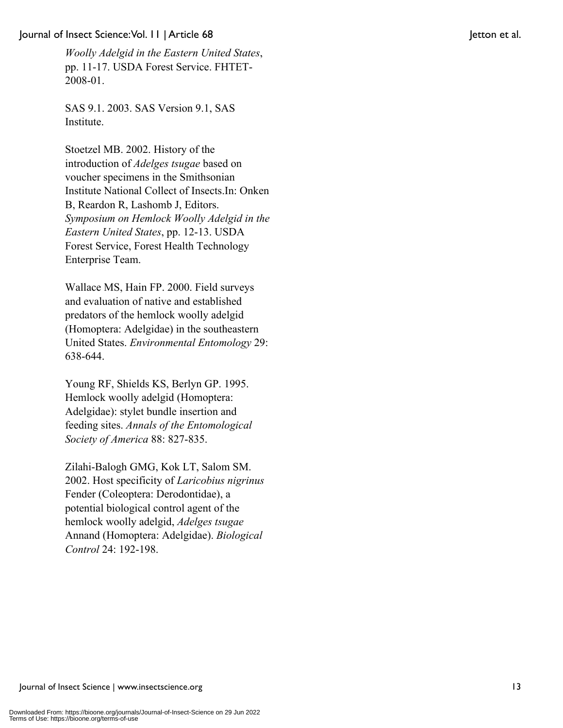*Woolly Adelgid in the Eastern United States*, pp. 11-17. USDA Forest Service. FHTET-2008-01.

SAS 9.1. 2003. SAS Version 9.1, SAS Institute.

Stoetzel MB. 2002. History of the introduction of *Adelges tsugae* based on voucher specimens in the Smithsonian Institute National Collect of Insects.In: Onken B, Reardon R, Lashomb J, Editors. *Symposium on Hemlock Woolly Adelgid in the Eastern United States*, pp. 12-13. USDA Forest Service, Forest Health Technology Enterprise Team.

Wallace MS, Hain FP. 2000. Field surveys and evaluation of native and established predators of the hemlock woolly adelgid (Homoptera: Adelgidae) in the southeastern United States. *Environmental Entomology* 29: 638-644.

Young RF, Shields KS, Berlyn GP. 1995. Hemlock woolly adelgid (Homoptera: Adelgidae): stylet bundle insertion and feeding sites. *Annals of the Entomological Society of America* 88: 827-835.

Zilahi-Balogh GMG, Kok LT, Salom SM. 2002. Host specificity of *Laricobius nigrinus* Fender (Coleoptera: Derodontidae), a potential biological control agent of the hemlock woolly adelgid, *Adelges tsugae* Annand (Homoptera: Adelgidae). *Biological Control* 24: 192-198.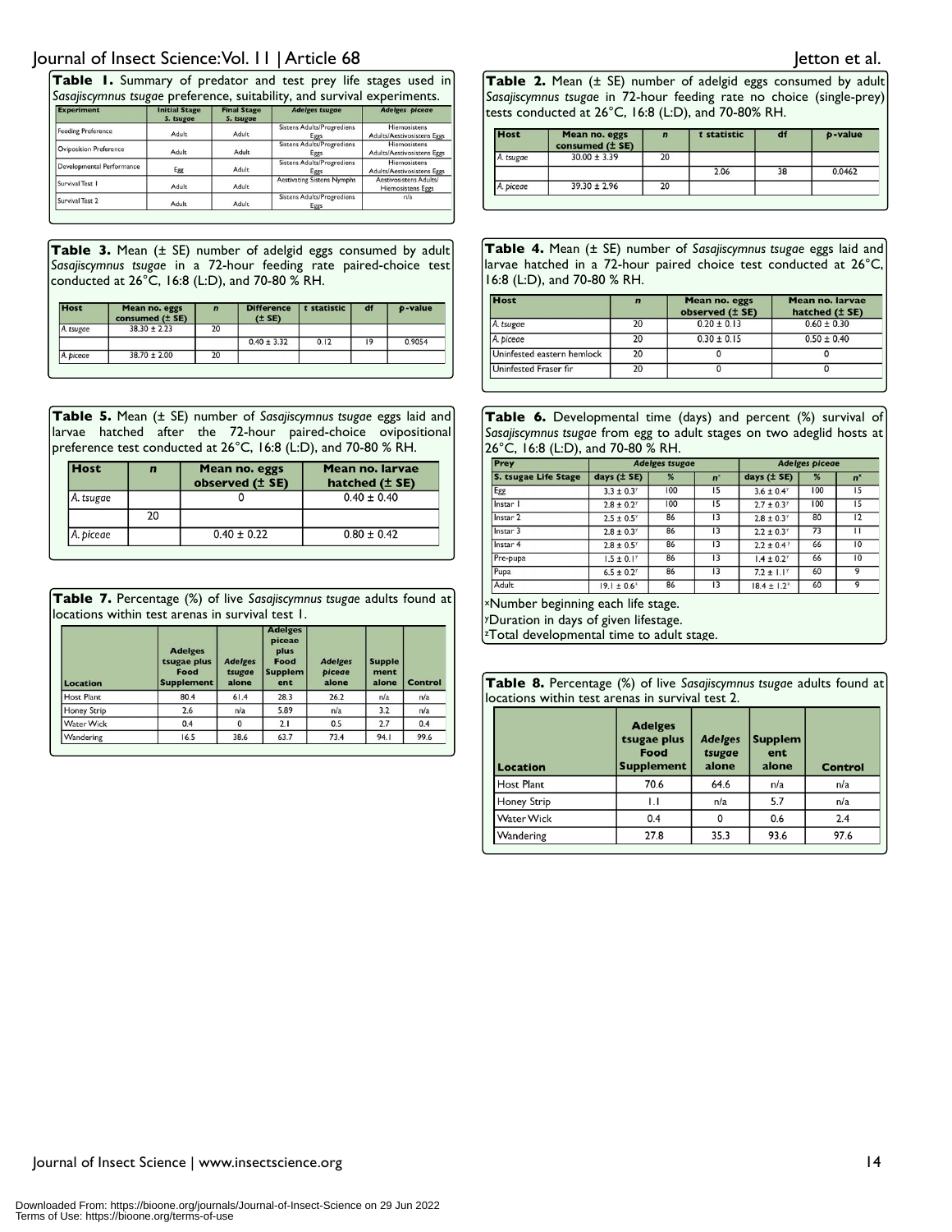**Table 1.** Summary of predator and test prey life stages used in *Sasajiscymnus tsugae* preference, suitability, and survival experiments.

| Experiment | Initial Stage *S. tsugae* | Final Stage *S. tsugae* | *Adelges tsugae* | *Adelges piceae* |
|---|---|---|---|---|
| Feeding Preference | Adult | Adult | Sistens Adults/Progrediens Eggs | Hiemosistens Adults/Aestivosistens Eggs |
| Oviposition Preference | Adult | Adult | Sistens Adults/Progrediens Eggs | Hiemosistens Adults/Aestivosistens Eggs |
| Developmental Performance | Egg | Adult | Sistens Adults/Progrediens Eggs | Hiemosistens Adults/Aestivosistens Eggs |
| Survival Test 1 | Adult | Adult | Aestivating Sistens Nymphs | Aestivosistens Adults/ Hiemosistens Eggs |
| Survival Test 2 | Adult | Adult | Sistens Adults/Progrediens Eggs | n/a |

**Table 2.** Mean (± SE) number of adelgid eggs consumed by adult *Sasajiscymnus tsugae* in 72-hour feeding rate no choice (single-prey) tests conducted at 26°C, 16:8 (L:D), and 70-80% RH.

| Host | Mean no. eggs consumed (± SE) | *n* | *t* statistic | df | *p*-value |
|---|---|---|---|---|---|
| *A. tsugae* | 30.00 ± 3.39 | 20 | | | |
| | | | 2.06 | 38 | 0.0462 |
| *A. piceae* | 39.30 ± 2.96 | 20 | | | |

**Table 3.** Mean (± SE) number of adelgid eggs consumed by adult *Sasajiscymnus tsugae* in a 72-hour feeding rate paired-choice test conducted at 26°C, 16:8 (L:D), and 70-80 % RH.

| Host | Mean no. eggs consumed (± SE) | *n* | Difference (± SE) | *t* statistic | df | *p*-value |
|---|---|---|---|---|---|---|
| *A. tsugae* | 38.30 ± 2.23 | 20 | | | | |
| | | | 0.40 ± 3.32 | 0.12 | 19 | 0.9054 |
| *A. piceae* | 38.70 ± 2.00 | 20 | | | | |

**Table 4.** Mean (± SE) number of *Sasajiscymnus tsugae* eggs laid and larvae hatched in a 72-hour paired choice test conducted at 26°C, 16:8 (L:D), and 70-80 % RH.

| Host | *n* | Mean no. eggs observed (± SE) | Mean no. larvae hatched (± SE) |
|---|---|---|---|
| *A. tsugae* | 20 | 0.20 ± 0.13 | 0.60 ± 0.30 |
| *A. piceae* | 20 | 0.30 ± 0.15 | 0.50 ± 0.40 |
| Uninfested eastern hemlock | 20 | 0 | 0 |
| Uninfested Fraser fir | 20 | 0 | 0 |

**Table 5.** Mean (± SE) number of *Sasajiscymnus tsugae* eggs laid and larvae hatched after the 72-hour paired-choice ovipositional preference test conducted at 26°C, 16:8 (L:D), and 70-80 % RH.

| Host | *n* | Mean no. eggs observed (± SE) | Mean no. larvae hatched (± SE) |
|---|---|---|---|
| *A. tsugae* | | 0 | 0.40 ± 0.40 |
| | 20 | | |
| *A. piceae* | | 0.40 ± 0.22 | 0.80 ± 0.42 |

**Table 6.** Developmental time (days) and percent (%) survival of *Sasajiscymnus tsugae* from egg to adult stages on two adeglid hosts at 26°C, 16:8 (L:D), and 70-80 % RH.

| Prey | *Adelges tsugae* | | | *Adelges piceae* | | |
|---|---|---|---|---|---|---|
| S. tsugae Life Stage | days (± SE) | % | $n^x$ | days (± SE) | % | $n^x$ |
| Egg | 3.3 ± 0.3[y] | 100 | 15 | 3.6 ± 0.4[y] | 100 | 15 |
| Instar 1 | 2.8 ± 0.2[y] | 100 | 15 | 2.7 ± 0.3[y] | 100 | 15 |
| Instar 2 | 2.5 ± 0.5[y] | 86 | 13 | 2.8 ± 0.3[y] | 80 | 12 |
| Instar 3 | 2.8 ± 0.3[y] | 86 | 13 | 2.2 ± 0.3[y] | 73 | 11 |
| Instar 4 | 2.8 ± 0.5[y] | 86 | 13 | 2.2 ± 0.4[y] | 66 | 10 |
| Pre-pupa | 1.5 ± 0.1[y] | 86 | 13 | 1.4 ± 0.2[y] | 66 | 10 |
| Pupa | 6.5 ± 0.2[y] | 86 | 13 | 7.2 ± 1.1[y] | 60 | 9 |
| Adult | 19.1 ± 0.6[z] | 86 | 13 | 18.4 ± 1.2[z] | 60 | 9 |

[x]Number beginning each life stage.
[y]Duration in days of given lifestage.
[z]Total developmental time to adult stage.

**Table 7.** Percentage (%) of live *Sasajiscymnus tsugae* adults found at locations within test arenas in survival test 1.

| Location | *Adelges tsugae* plus Food Supplement | *Adelges tsugae* alone | *Adelges piceae* plus Food Supplement | *Adelges piceae* alone | Supplement alone | Control |
|---|---|---|---|---|---|---|
| Host Plant | 80.4 | 61.4 | 28.3 | 26.2 | n/a | n/a |
| Honey Strip | 2.6 | n/a | 5.89 | n/a | 3.2 | n/a |
| Water Wick | 0.4 | 0 | 2.1 | 0.5 | 2.7 | 0.4 |
| Wandering | 16.5 | 38.6 | 63.7 | 73.4 | 94.1 | 99.6 |

**Table 8.** Percentage (%) of live *Sasajiscymnus tsugae* adults found at locations within test arenas in survival test 2.

| Location | *Adelges tsugae* plus Food Supplement | *Adelges tsugae* alone | Supplement alone | Control |
|---|---|---|---|---|
| Host Plant | 70.6 | 64.6 | n/a | n/a |
| Honey Strip | 1.1 | n/a | 5.7 | n/a |
| Water Wick | 0.4 | 0 | 0.6 | 2.4 |
| Wandering | 27.8 | 35.3 | 93.6 | 97.6 |